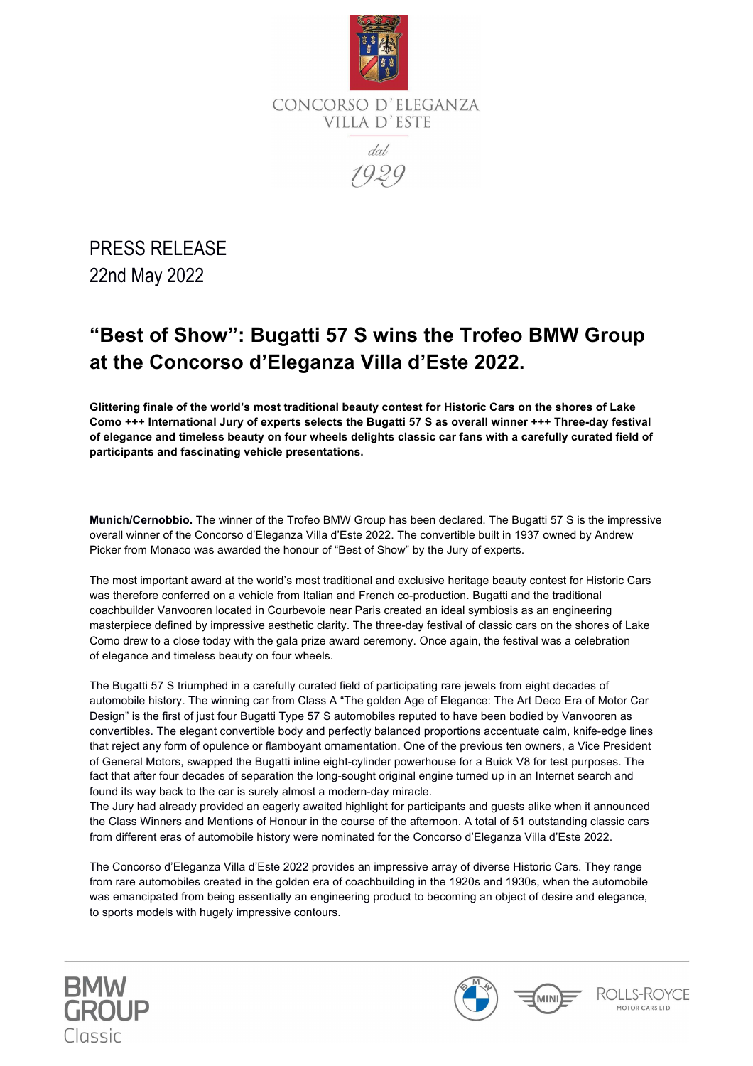CONCORSO D'ELEGANZA VILLA D'ESTE

dal 1929

PRESS RELEASE
22nd May 2022

# "Best of Show": Bugatti 57 S wins the Trofeo BMW Group at the Concorso d'Eleganza Villa d'Este 2022.

**Glittering finale of the world's most traditional beauty contest for Historic Cars on the shores of Lake Como +++ International Jury of experts selects the Bugatti 57 S as overall winner +++ Three-day festival of elegance and timeless beauty on four wheels delights classic car fans with a carefully curated field of participants and fascinating vehicle presentations.**

**Munich/Cernobbio.** The winner of the Trofeo BMW Group has been declared. The Bugatti 57 S is the impressive overall winner of the Concorso d'Eleganza Villa d'Este 2022. The convertible built in 1937 owned by Andrew Picker from Monaco was awarded the honour of "Best of Show" by the Jury of experts.

The most important award at the world's most traditional and exclusive heritage beauty contest for Historic Cars was therefore conferred on a vehicle from Italian and French co-production. Bugatti and the traditional coachbuilder Vanvooren located in Courbevoie near Paris created an ideal symbiosis as an engineering masterpiece defined by impressive aesthetic clarity. The three-day festival of classic cars on the shores of Lake Como drew to a close today with the gala prize award ceremony. Once again, the festival was a celebration of elegance and timeless beauty on four wheels.

The Bugatti 57 S triumphed in a carefully curated field of participating rare jewels from eight decades of automobile history. The winning car from Class A "The golden Age of Elegance: The Art Deco Era of Motor Car Design" is the first of just four Bugatti Type 57 S automobiles reputed to have been bodied by Vanvooren as convertibles. The elegant convertible body and perfectly balanced proportions accentuate calm, knife-edge lines that reject any form of opulence or flamboyant ornamentation. One of the previous ten owners, a Vice President of General Motors, swapped the Bugatti inline eight-cylinder powerhouse for a Buick V8 for test purposes. The fact that after four decades of separation the long-sought original engine turned up in an Internet search and found its way back to the car is surely almost a modern-day miracle.
The Jury had already provided an eagerly awaited highlight for participants and guests alike when it announced the Class Winners and Mentions of Honour in the course of the afternoon. A total of 51 outstanding classic cars from different eras of automobile history were nominated for the Concorso d'Eleganza Villa d'Este 2022.

The Concorso d'Eleganza Villa d'Este 2022 provides an impressive array of diverse Historic Cars. They range from rare automobiles created in the golden era of coachbuilding in the 1920s and 1930s, when the automobile was emancipated from being essentially an engineering product to becoming an object of desire and elegance, to sports models with hugely impressive contours.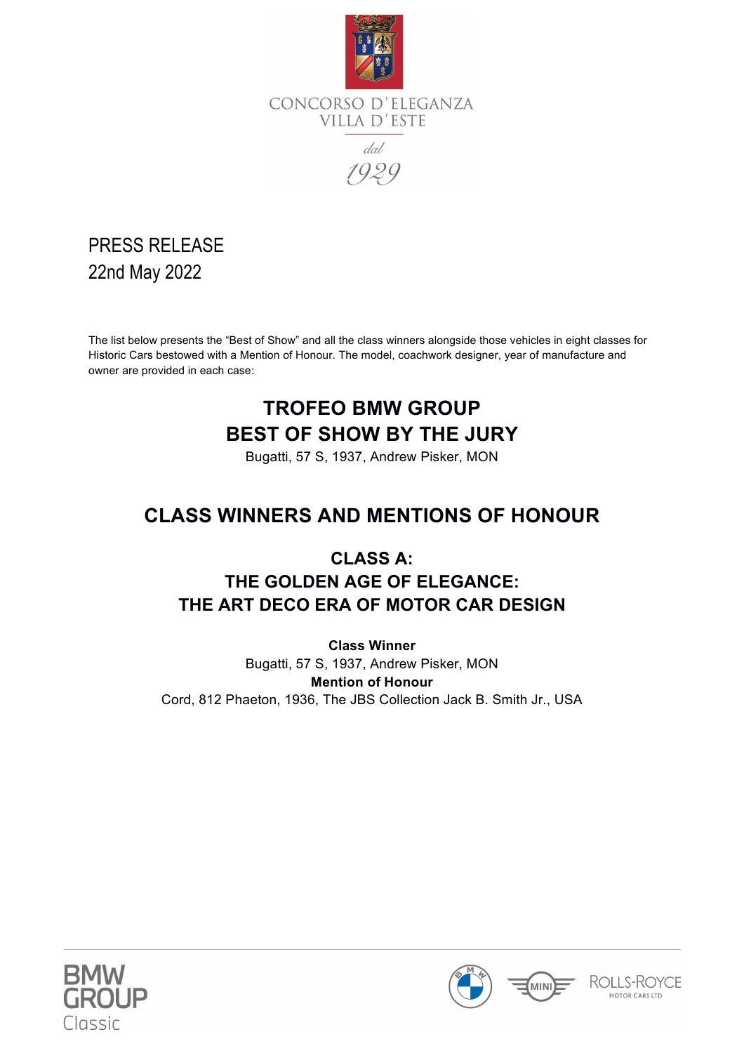PRESS RELEASE
22nd May 2022

The list below presents the "Best of Show" and all the class winners alongside those vehicles in eight classes for Historic Cars bestowed with a Mention of Honour. The model, coachwork designer, year of manufacture and owner are provided in each case:

## TROFEO BMW GROUP BEST OF SHOW BY THE JURY

Bugatti, 57 S, 1937, Andrew Pisker, MON

## CLASS WINNERS AND MENTIONS OF HONOUR

### CLASS A: THE GOLDEN AGE OF ELEGANCE: THE ART DECO ERA OF MOTOR CAR DESIGN

**Class Winner**
Bugatti, 57 S, 1937, Andrew Pisker, MON
**Mention of Honour**
Cord, 812 Phaeton, 1936, The JBS Collection Jack B. Smith Jr., USA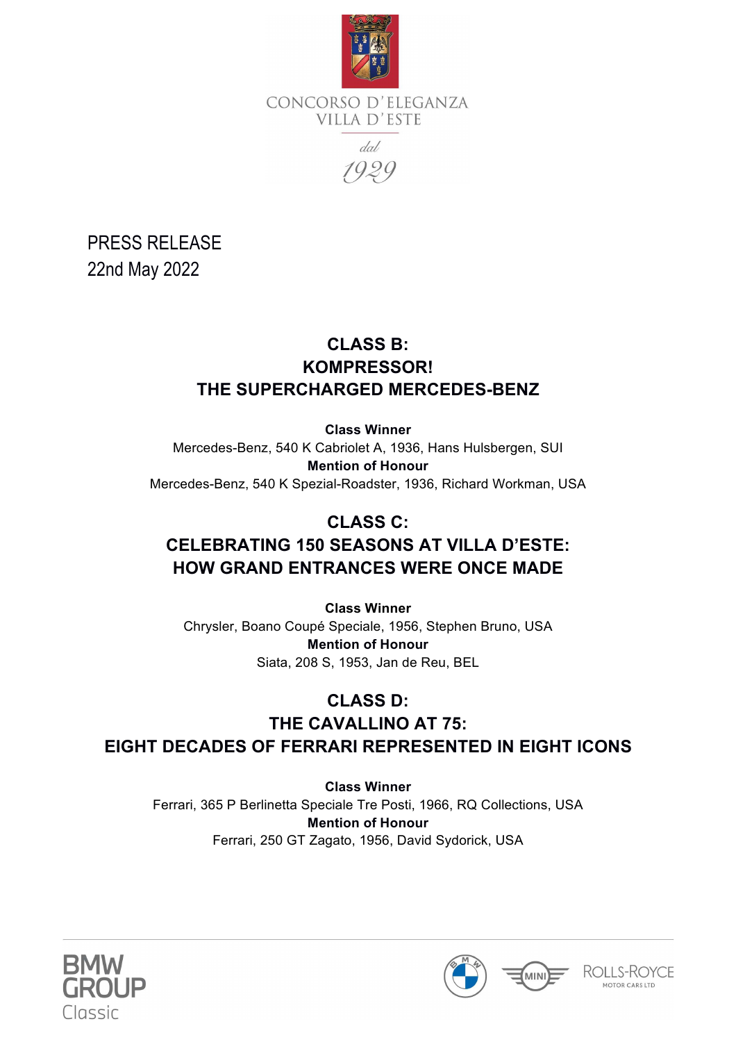PRESS RELEASE
22nd May 2022

## CLASS B:
## KOMPRESSOR!
## THE SUPERCHARGED MERCEDES-BENZ

**Class Winner**
Mercedes-Benz, 540 K Cabriolet A, 1936, Hans Hulsbergen, SUI
**Mention of Honour**
Mercedes-Benz, 540 K Spezial-Roadster, 1936, Richard Workman, USA

## CLASS C:
## CELEBRATING 150 SEASONS AT VILLA D'ESTE:
## HOW GRAND ENTRANCES WERE ONCE MADE

**Class Winner**
Chrysler, Boano Coupé Speciale, 1956, Stephen Bruno, USA
**Mention of Honour**
Siata, 208 S, 1953, Jan de Reu, BEL

## CLASS D:
## THE CAVALLINO AT 75:
## EIGHT DECADES OF FERRARI REPRESENTED IN EIGHT ICONS

**Class Winner**
Ferrari, 365 P Berlinetta Speciale Tre Posti, 1966, RQ Collections, USA
**Mention of Honour**
Ferrari, 250 GT Zagato, 1956, David Sydorick, USA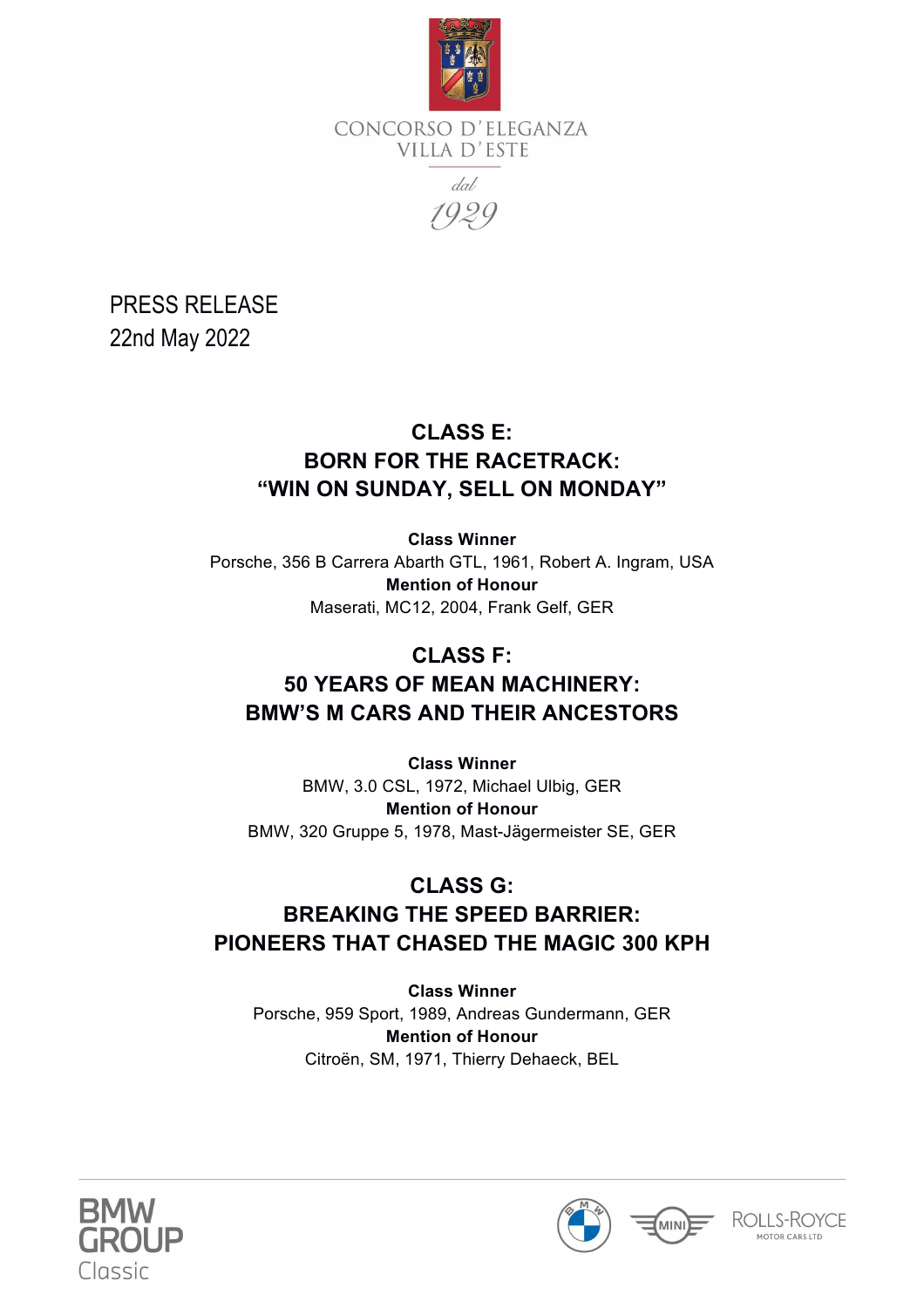CONCORSO D'ELEGANZA
VILLA D'ESTE

dal
1929

PRESS RELEASE
22nd May 2022

## CLASS E:
## BORN FOR THE RACETRACK:
## "WIN ON SUNDAY, SELL ON MONDAY"

**Class Winner**
Porsche, 356 B Carrera Abarth GTL, 1961, Robert A. Ingram, USA
**Mention of Honour**
Maserati, MC12, 2004, Frank Gelf, GER

## CLASS F:
## 50 YEARS OF MEAN MACHINERY:
## BMW'S M CARS AND THEIR ANCESTORS

**Class Winner**
BMW, 3.0 CSL, 1972, Michael Ulbig, GER
**Mention of Honour**
BMW, 320 Gruppe 5, 1978, Mast-Jägermeister SE, GER

## CLASS G:
## BREAKING THE SPEED BARRIER:
## PIONEERS THAT CHASED THE MAGIC 300 KPH

**Class Winner**
Porsche, 959 Sport, 1989, Andreas Gundermann, GER
**Mention of Honour**
Citroën, SM, 1971, Thierry Dehaeck, BEL

BMW GROUP Classic

ROLLS-ROYCE MOTOR CARS LTD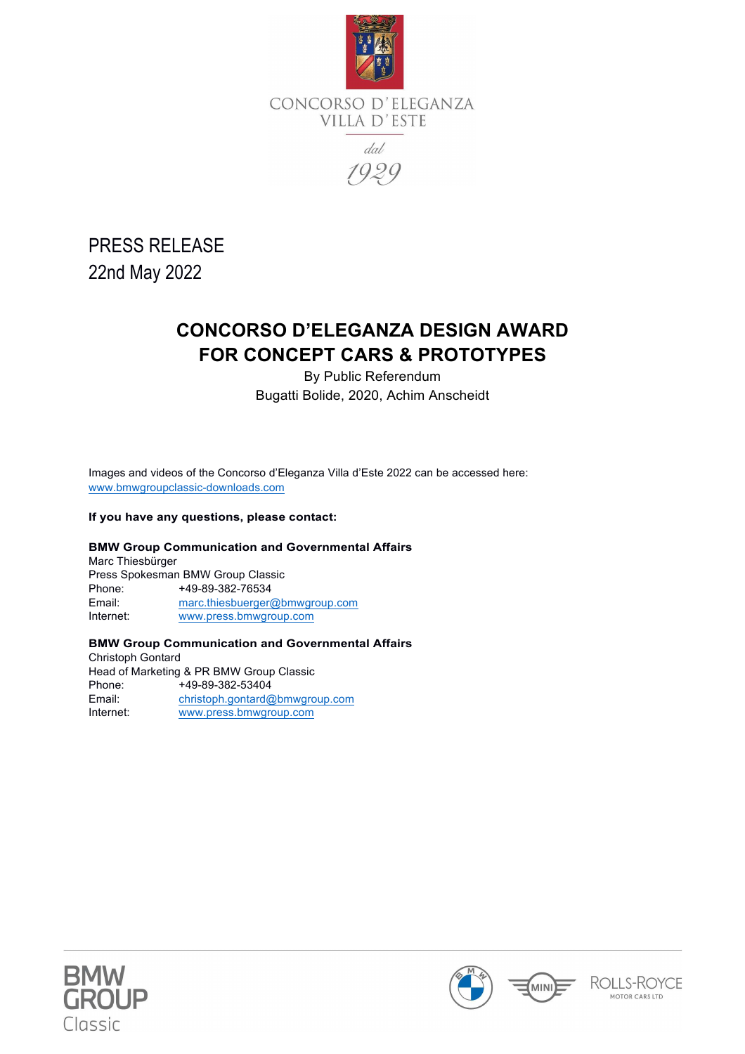CONCORSO D'ELEGANZA
VILLA D'ESTE

dal
1929

PRESS RELEASE
22nd May 2022

## CONCORSO D'ELEGANZA DESIGN AWARD FOR CONCEPT CARS & PROTOTYPES

By Public Referendum
Bugatti Bolide, 2020, Achim Anscheidt

Images and videos of the Concorso d'Eleganza Villa d'Este 2022 can be accessed here:
www.bmwgroupclassic-downloads.com

**If you have any questions, please contact:**

**BMW Group Communication and Governmental Affairs**
Marc Thiesbürger
Press Spokesman BMW Group Classic
Phone: +49-89-382-76534
Email: marc.thiesbuerger@bmwgroup.com
Internet: www.press.bmwgroup.com

**BMW Group Communication and Governmental Affairs**
Christoph Gontard
Head of Marketing & PR BMW Group Classic
Phone: +49-89-382-53404
Email: christoph.gontard@bmwgroup.com
Internet: www.press.bmwgroup.com

BMW GROUP Classic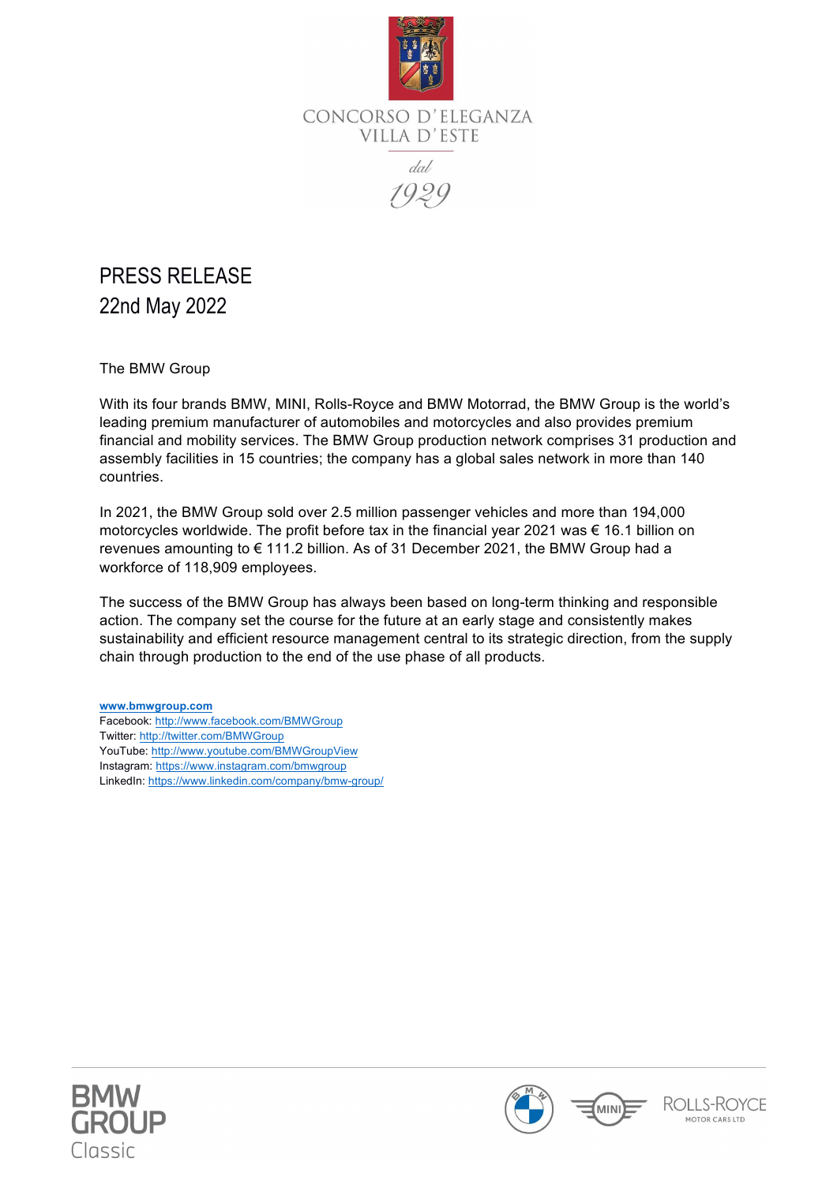CONCORSO D'ELEGANZA
VILLA D'ESTE

dal
1929

# PRESS RELEASE
## 22nd May 2022

The BMW Group

With its four brands BMW, MINI, Rolls-Royce and BMW Motorrad, the BMW Group is the world's leading premium manufacturer of automobiles and motorcycles and also provides premium financial and mobility services. The BMW Group production network comprises 31 production and assembly facilities in 15 countries; the company has a global sales network in more than 140 countries.

In 2021, the BMW Group sold over 2.5 million passenger vehicles and more than 194,000 motorcycles worldwide. The profit before tax in the financial year 2021 was € 16.1 billion on revenues amounting to € 111.2 billion. As of 31 December 2021, the BMW Group had a workforce of 118,909 employees.

The success of the BMW Group has always been based on long-term thinking and responsible action. The company set the course for the future at an early stage and consistently makes sustainability and efficient resource management central to its strategic direction, from the supply chain through production to the end of the use phase of all products.

**www.bmwgroup.com**
Facebook: http://www.facebook.com/BMWGroup
Twitter: http://twitter.com/BMWGroup
YouTube: http://www.youtube.com/BMWGroupView
Instagram: https://www.instagram.com/bmwgroup
LinkedIn: https://www.linkedin.com/company/bmw-group/

BMW GROUP Classic

ROLLS-ROYCE MOTOR CARS LTD